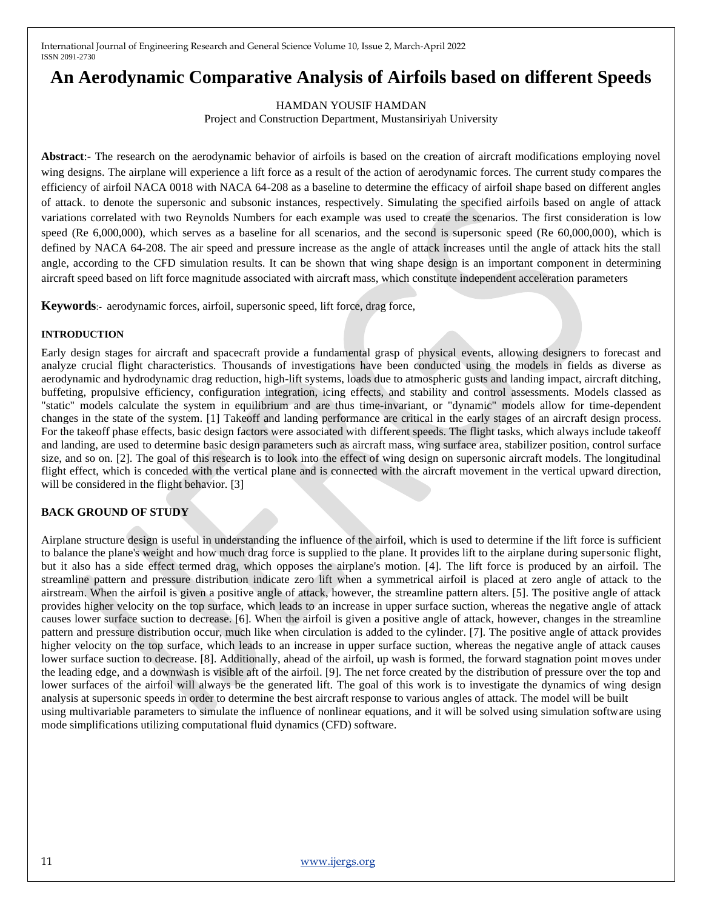# An Aerodynamic Comparative Analysis of Airfoils based on different Speeds

HAMDAN YOUSIF HAMDAN

Project and Construction Department, Mustansiriyah University

**Abstract**:- The research on the aerodynamic behavior of airfoils is based on the creation of aircraft modifications employing novel wing designs. The airplane will experience a lift force as a result of the action of aerodynamic forces. The current study compares the efficiency of airfoil NACA 0018 with NACA 64-208 as a baseline to determine the efficacy of airfoil shape based on different angles of attack. to denote the supersonic and subsonic instances, respectively. Simulating the specified airfoils based on angle of attack variations correlated with two Reynolds Numbers for each example was used to create the scenarios. The first consideration is low speed (Re 6,000,000), which serves as a baseline for all scenarios, and the second is supersonic speed (Re 60,000,000), which is defined by NACA 64-208. The air speed and pressure increase as the angle of attack increases until the angle of attack hits the stall angle, according to the CFD simulation results. It can be shown that wing shape design is an important component in determining aircraft speed based on lift force magnitude associated with aircraft mass, which constitute independent acceleration parameters

**Keywords**:- aerodynamic forces, airfoil, supersonic speed, lift force, drag force,

## INTRODUCTION

Early design stages for aircraft and spacecraft provide a fundamental grasp of physical events, allowing designers to forecast and analyze crucial flight characteristics. Thousands of investigations have been conducted using the models in fields as diverse as aerodynamic and hydrodynamic drag reduction, high-lift systems, loads due to atmospheric gusts and landing impact, aircraft ditching, buffeting, propulsive efficiency, configuration integration, icing effects, and stability and control assessments. Models classed as "static" models calculate the system in equilibrium and are thus time-invariant, or "dynamic" models allow for time-dependent changes in the state of the system. [1] Takeoff and landing performance are critical in the early stages of an aircraft design process. For the takeoff phase effects, basic design factors were associated with different speeds. The flight tasks, which always include takeoff and landing, are used to determine basic design parameters such as aircraft mass, wing surface area, stabilizer position, control surface size, and so on. [2]. The goal of this research is to look into the effect of wing design on supersonic aircraft models. The longitudinal flight effect, which is conceded with the vertical plane and is connected with the aircraft movement in the vertical upward direction, will be considered in the flight behavior. [3]

## BACK GROUND OF STUDY

Airplane structure design is useful in understanding the influence of the airfoil, which is used to determine if the lift force is sufficient to balance the plane's weight and how much drag force is supplied to the plane. It provides lift to the airplane during supersonic flight, but it also has a side effect termed drag, which opposes the airplane's motion. [4]. The lift force is produced by an airfoil. The streamline pattern and pressure distribution indicate zero lift when a symmetrical airfoil is placed at zero angle of attack to the airstream. When the airfoil is given a positive angle of attack, however, the streamline pattern alters. [5]. The positive angle of attack provides higher velocity on the top surface, which leads to an increase in upper surface suction, whereas the negative angle of attack causes lower surface suction to decrease. [6]. When the airfoil is given a positive angle of attack, however, changes in the streamline pattern and pressure distribution occur, much like when circulation is added to the cylinder. [7]. The positive angle of attack provides higher velocity on the top surface, which leads to an increase in upper surface suction, whereas the negative angle of attack causes lower surface suction to decrease. [8]. Additionally, ahead of the airfoil, up wash is formed, the forward stagnation point moves under the leading edge, and a downwash is visible aft of the airfoil. [9]. The net force created by the distribution of pressure over the top and lower surfaces of the airfoil will always be the generated lift. The goal of this work is to investigate the dynamics of wing design analysis at supersonic speeds in order to determine the best aircraft response to various angles of attack. The model will be built using multivariable parameters to simulate the influence of nonlinear equations, and it will be solved using simulation software using mode simplifications utilizing computational fluid dynamics (CFD) software.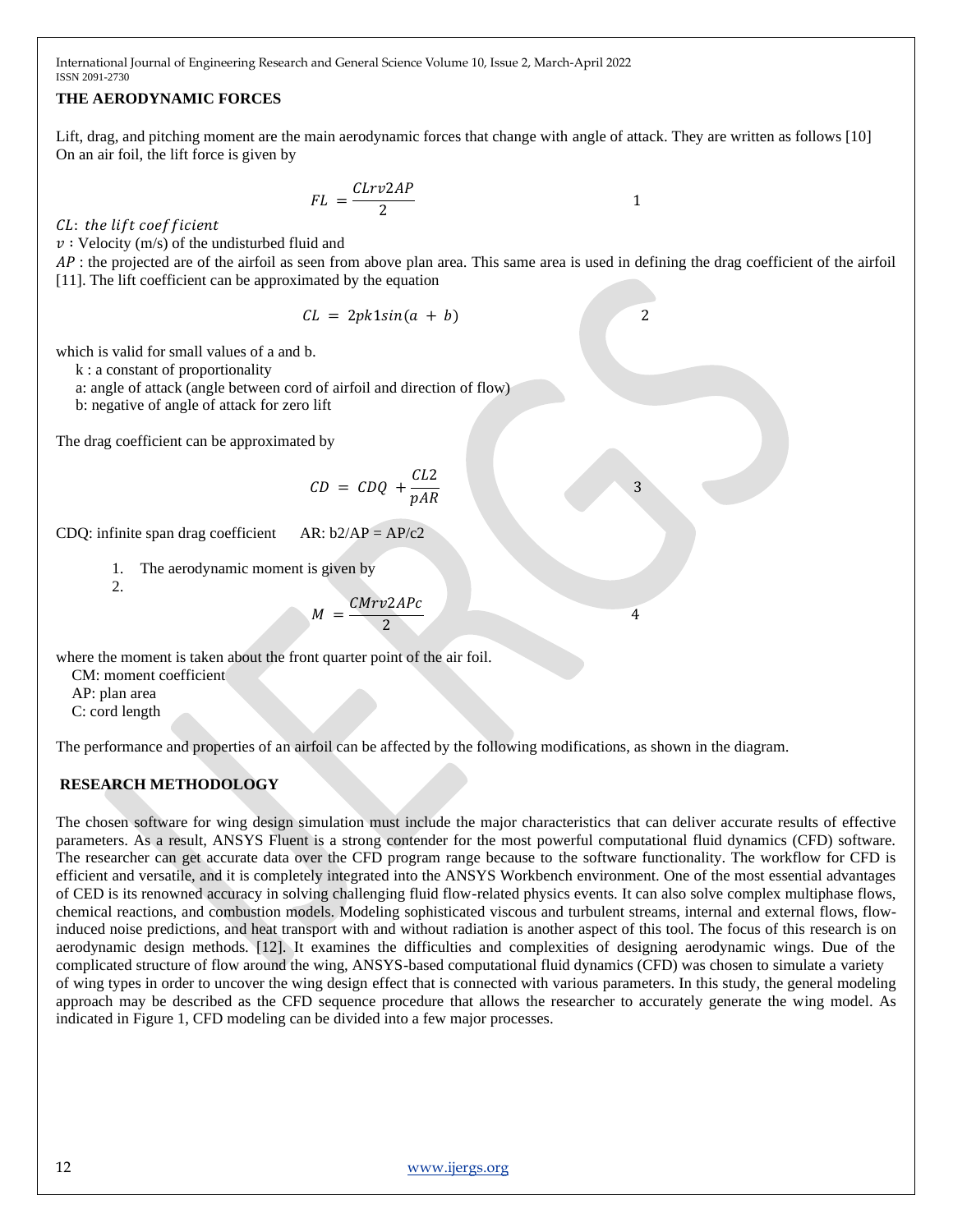## THE AERODYNAMIC FORCES

Lift, drag, and pitching moment are the main aerodynamic forces that change with angle of attack. They are written as follows [10] On an air foil, the lift force is given by

$$FL = \frac{CLrv2AP}{2} \quad 1$$

$CL$: *the lift coefficient*

$v$ : Velocity (m/s) of the undisturbed fluid and

$AP$ : the projected are of the airfoil as seen from above plan area. This same area is used in defining the drag coefficient of the airfoil [11]. The lift coefficient can be approximated by the equation

$$CL = 2pk1sin(a + b) \quad 2$$

which is valid for small values of a and b.

k : a constant of proportionality

a: angle of attack (angle between cord of airfoil and direction of flow)

b: negative of angle of attack for zero lift

The drag coefficient can be approximated by

$$CD = CDQ + \frac{CL2}{pAR} \quad 3$$

CDQ: infinite span drag coefficient  AR: b2/AP = AP/c2

1. The aerodynamic moment is given by
2.

$$M = \frac{CMrv2APc}{2} \quad 4$$

where the moment is taken about the front quarter point of the air foil.

CM: moment coefficient

AP: plan area

C: cord length

The performance and properties of an airfoil can be affected by the following modifications, as shown in the diagram.

## RESEARCH METHODOLOGY

The chosen software for wing design simulation must include the major characteristics that can deliver accurate results of effective parameters. As a result, ANSYS Fluent is a strong contender for the most powerful computational fluid dynamics (CFD) software. The researcher can get accurate data over the CFD program range because to the software functionality. The workflow for CFD is efficient and versatile, and it is completely integrated into the ANSYS Workbench environment. One of the most essential advantages of CED is its renowned accuracy in solving challenging fluid flow-related physics events. It can also solve complex multiphase flows, chemical reactions, and combustion models. Modeling sophisticated viscous and turbulent streams, internal and external flows, flow-induced noise predictions, and heat transport with and without radiation is another aspect of this tool. The focus of this research is on aerodynamic design methods. [12]. It examines the difficulties and complexities of designing aerodynamic wings. Due of the complicated structure of flow around the wing, ANSYS-based computational fluid dynamics (CFD) was chosen to simulate a variety of wing types in order to uncover the wing design effect that is connected with various parameters. In this study, the general modeling approach may be described as the CFD sequence procedure that allows the researcher to accurately generate the wing model. As indicated in Figure 1, CFD modeling can be divided into a few major processes.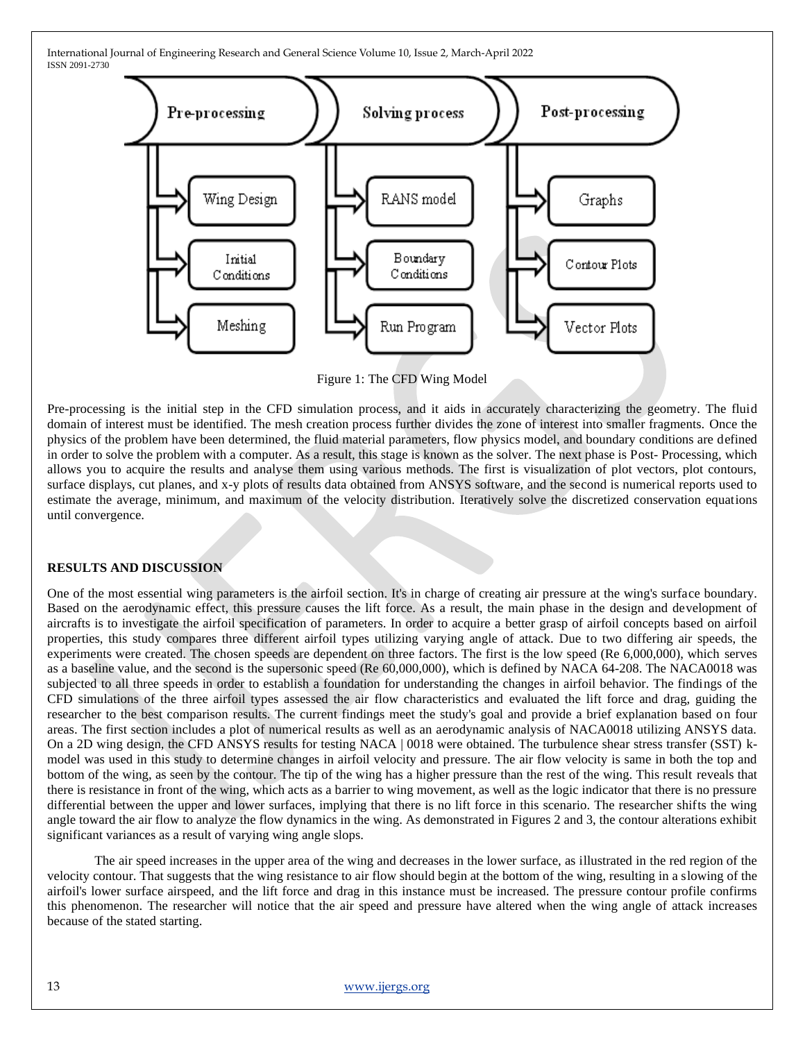Figure 1: The CFD Wing Model

Pre-processing is the initial step in the CFD simulation process, and it aids in accurately characterizing the geometry. The fluid domain of interest must be identified. The mesh creation process further divides the zone of interest into smaller fragments. Once the physics of the problem have been determined, the fluid material parameters, flow physics model, and boundary conditions are defined in order to solve the problem with a computer. As a result, this stage is known as the solver. The next phase is Post- Processing, which allows you to acquire the results and analyse them using various methods. The first is visualization of plot vectors, plot contours, surface displays, cut planes, and x-y plots of results data obtained from ANSYS software, and the second is numerical reports used to estimate the average, minimum, and maximum of the velocity distribution. Iteratively solve the discretized conservation equations until convergence.

## RESULTS AND DISCUSSION

One of the most essential wing parameters is the airfoil section. It's in charge of creating air pressure at the wing's surface boundary. Based on the aerodynamic effect, this pressure causes the lift force. As a result, the main phase in the design and development of aircrafts is to investigate the airfoil specification of parameters. In order to acquire a better grasp of airfoil concepts based on airfoil properties, this study compares three different airfoil types utilizing varying angle of attack. Due to two differing air speeds, the experiments were created. The chosen speeds are dependent on three factors. The first is the low speed (Re 6,000,000), which serves as a baseline value, and the second is the supersonic speed (Re 60,000,000), which is defined by NACA 64-208. The NACA0018 was subjected to all three speeds in order to establish a foundation for understanding the changes in airfoil behavior. The findings of the CFD simulations of the three airfoil types assessed the air flow characteristics and evaluated the lift force and drag, guiding the researcher to the best comparison results. The current findings meet the study's goal and provide a brief explanation based on four areas. The first section includes a plot of numerical results as well as an aerodynamic analysis of NACA0018 utilizing ANSYS data. On a 2D wing design, the CFD ANSYS results for testing NACA | 0018 were obtained. The turbulence shear stress transfer (SST) k-model was used in this study to determine changes in airfoil velocity and pressure. The air flow velocity is same in both the top and bottom of the wing, as seen by the contour. The tip of the wing has a higher pressure than the rest of the wing. This result reveals that there is resistance in front of the wing, which acts as a barrier to wing movement, as well as the logic indicator that there is no pressure differential between the upper and lower surfaces, implying that there is no lift force in this scenario. The researcher shifts the wing angle toward the air flow to analyze the flow dynamics in the wing. As demonstrated in Figures 2 and 3, the contour alterations exhibit significant variances as a result of varying wing angle slops.

The air speed increases in the upper area of the wing and decreases in the lower surface, as illustrated in the red region of the velocity contour. That suggests that the wing resistance to air flow should begin at the bottom of the wing, resulting in a slowing of the airfoil's lower surface airspeed, and the lift force and drag in this instance must be increased. The pressure contour profile confirms this phenomenon. The researcher will notice that the air speed and pressure have altered when the wing angle of attack increases because of the stated starting.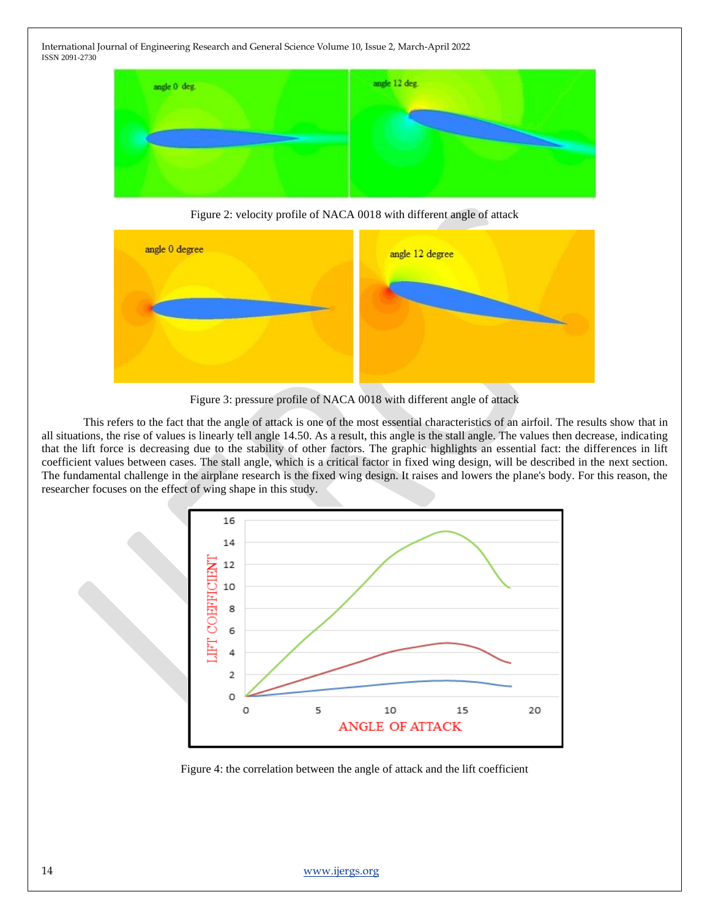Figure 2: velocity profile of NACA 0018 with different angle of attack

Figure 3: pressure profile of NACA 0018 with different angle of attack

This refers to the fact that the angle of attack is one of the most essential characteristics of an airfoil. The results show that in all situations, the rise of values is linearly tell angle 14.50. As a result, this angle is the stall angle. The values then decrease, indicating that the lift force is decreasing due to the stability of other factors. The graphic highlights an essential fact: the differences in lift coefficient values between cases. The stall angle, which is a critical factor in fixed wing design, will be described in the next section. The fundamental challenge in the airplane research is the fixed wing design. It raises and lowers the plane's body. For this reason, the researcher focuses on the effect of wing shape in this study.

Figure 4: the correlation between the angle of attack and the lift coefficient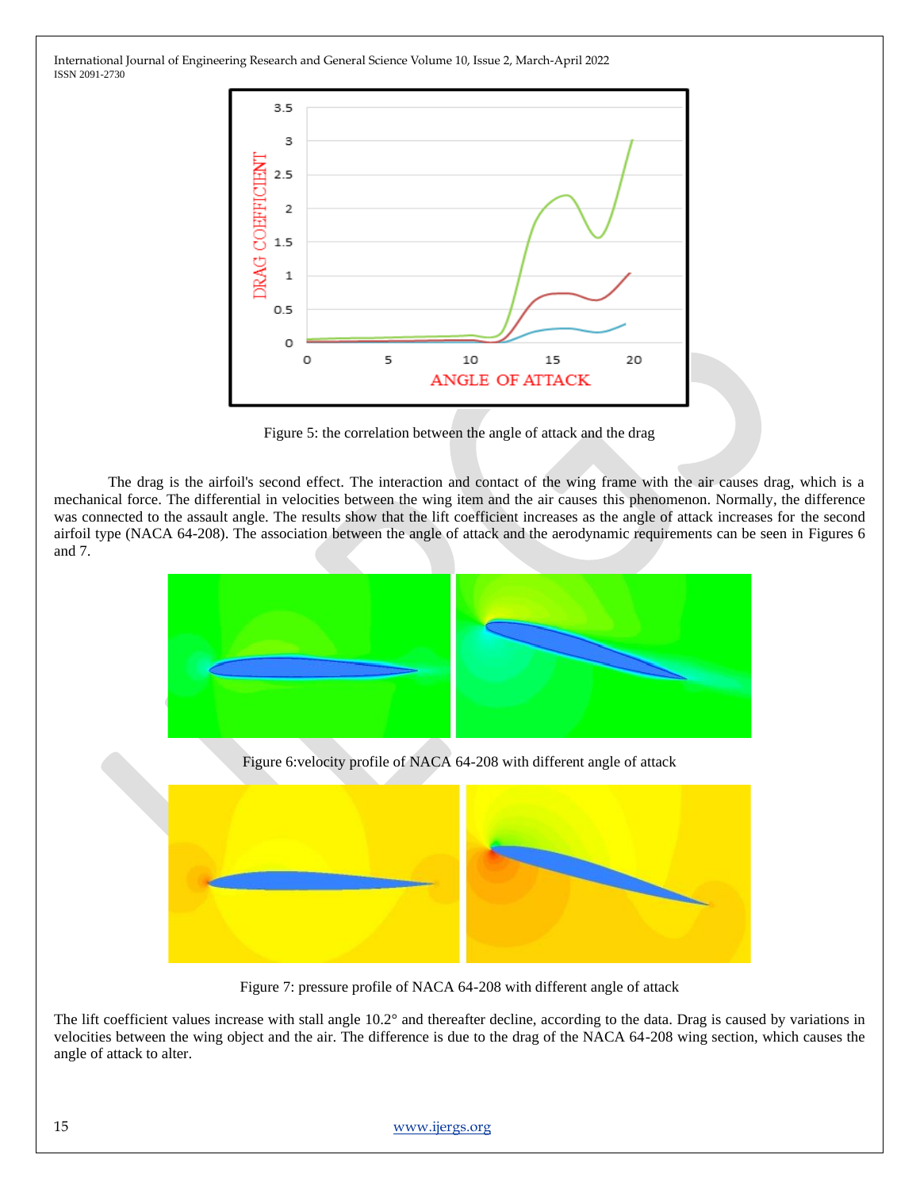Figure 5: the correlation between the angle of attack and the drag

The drag is the airfoil's second effect. The interaction and contact of the wing frame with the air causes drag, which is a mechanical force. The differential in velocities between the wing item and the air causes this phenomenon. Normally, the difference was connected to the assault angle. The results show that the lift coefficient increases as the angle of attack increases for the second airfoil type (NACA 64-208). The association between the angle of attack and the aerodynamic requirements can be seen in Figures 6 and 7.

Figure 6:velocity profile of NACA 64-208 with different angle of attack

Figure 7: pressure profile of NACA 64-208 with different angle of attack

The lift coefficient values increase with stall angle 10.2° and thereafter decline, according to the data. Drag is caused by variations in velocities between the wing object and the air. The difference is due to the drag of the NACA 64-208 wing section, which causes the angle of attack to alter.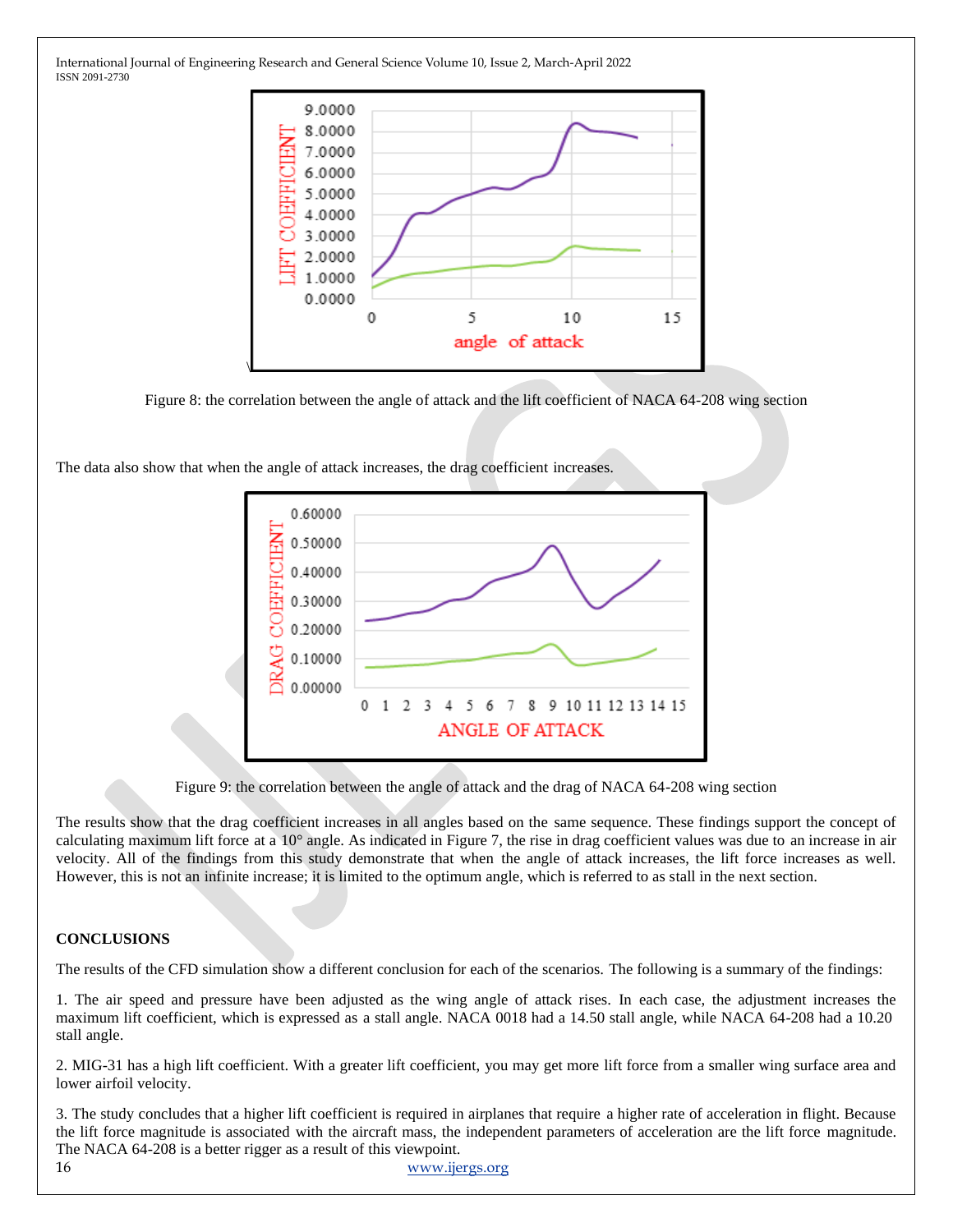Figure 8: the correlation between the angle of attack and the lift coefficient of NACA 64-208 wing section

The data also show that when the angle of attack increases, the drag coefficient increases.

Figure 9: the correlation between the angle of attack and the drag of NACA 64-208 wing section

The results show that the drag coefficient increases in all angles based on the same sequence. These findings support the concept of calculating maximum lift force at a 10° angle. As indicated in Figure 7, the rise in drag coefficient values was due to an increase in air velocity. All of the findings from this study demonstrate that when the angle of attack increases, the lift force increases as well. However, this is not an infinite increase; it is limited to the optimum angle, which is referred to as stall in the next section.

## CONCLUSIONS

The results of the CFD simulation show a different conclusion for each of the scenarios. The following is a summary of the findings:

1. The air speed and pressure have been adjusted as the wing angle of attack rises. In each case, the adjustment increases the maximum lift coefficient, which is expressed as a stall angle. NACA 0018 had a 14.50 stall angle, while NACA 64-208 had a 10.20 stall angle.

2. MIG-31 has a high lift coefficient. With a greater lift coefficient, you may get more lift force from a smaller wing surface area and lower airfoil velocity.

3. The study concludes that a higher lift coefficient is required in airplanes that require a higher rate of acceleration in flight. Because the lift force magnitude is associated with the aircraft mass, the independent parameters of acceleration are the lift force magnitude. The NACA 64-208 is a better rigger as a result of this viewpoint.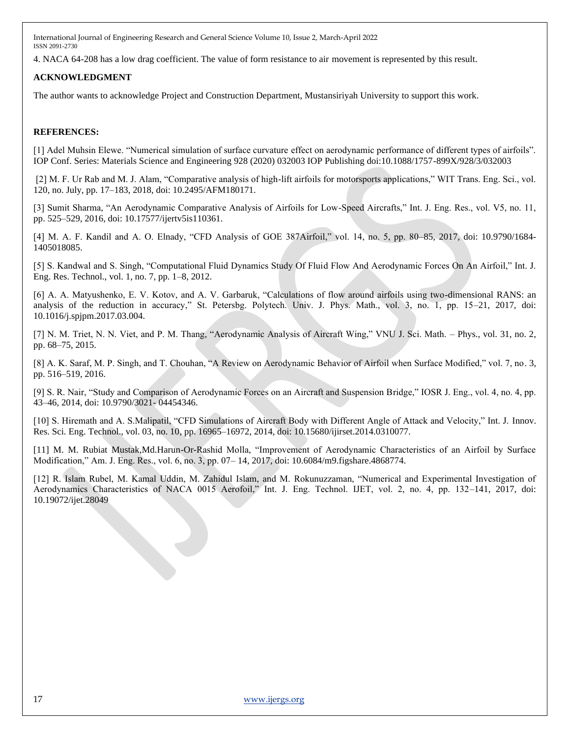4. NACA 64-208 has a low drag coefficient. The value of form resistance to air movement is represented by this result.

## ACKNOWLEDGMENT

The author wants to acknowledge Project and Construction Department, Mustansiriyah University to support this work.

## REFERENCES:

[1] Adel Muhsin Elewe. "Numerical simulation of surface curvature effect on aerodynamic performance of different types of airfoils". IOP Conf. Series: Materials Science and Engineering 928 (2020) 032003 IOP Publishing doi:10.1088/1757-899X/928/3/032003

[2] M. F. Ur Rab and M. J. Alam, "Comparative analysis of high-lift airfoils for motorsports applications," WIT Trans. Eng. Sci., vol. 120, no. July, pp. 17–183, 2018, doi: 10.2495/AFM180171.

[3] Sumit Sharma, "An Aerodynamic Comparative Analysis of Airfoils for Low-Speed Aircrafts," Int. J. Eng. Res., vol. V5, no. 11, pp. 525–529, 2016, doi: 10.17577/ijertv5is110361.

[4] M. A. F. Kandil and A. O. Elnady, "CFD Analysis of GOE 387Airfoil," vol. 14, no. 5, pp. 80–85, 2017, doi: 10.9790/1684-1405018085.

[5] S. Kandwal and S. Singh, "Computational Fluid Dynamics Study Of Fluid Flow And Aerodynamic Forces On An Airfoil," Int. J. Eng. Res. Technol., vol. 1, no. 7, pp. 1–8, 2012.

[6] A. A. Matyushenko, E. V. Kotov, and A. V. Garbaruk, "Calculations of flow around airfoils using two-dimensional RANS: an analysis of the reduction in accuracy," St. Petersbg. Polytech. Univ. J. Phys. Math., vol. 3, no. 1, pp. 15–21, 2017, doi: 10.1016/j.spjpm.2017.03.004.

[7] N. M. Triet, N. N. Viet, and P. M. Thang, "Aerodynamic Analysis of Aircraft Wing," VNU J. Sci. Math. – Phys., vol. 31, no. 2, pp. 68–75, 2015.

[8] A. K. Saraf, M. P. Singh, and T. Chouhan, "A Review on Aerodynamic Behavior of Airfoil when Surface Modified," vol. 7, no. 3, pp. 516–519, 2016.

[9] S. R. Nair, "Study and Comparison of Aerodynamic Forces on an Aircraft and Suspension Bridge," IOSR J. Eng., vol. 4, no. 4, pp. 43–46, 2014, doi: 10.9790/3021- 04454346.

[10] S. Hiremath and A. S.Malipatil, "CFD Simulations of Aircraft Body with Different Angle of Attack and Velocity," Int. J. Innov. Res. Sci. Eng. Technol., vol. 03, no. 10, pp. 16965–16972, 2014, doi: 10.15680/ijirset.2014.0310077.

[11] M. M. Rubiat Mustak,Md.Harun-Or-Rashid Molla, "Improvement of Aerodynamic Characteristics of an Airfoil by Surface Modification," Am. J. Eng. Res., vol. 6, no. 3, pp. 07– 14, 2017, doi: 10.6084/m9.figshare.4868774.

[12] R. Islam Rubel, M. Kamal Uddin, M. Zahidul Islam, and M. Rokunuzzaman, "Numerical and Experimental Investigation of Aerodynamics Characteristics of NACA 0015 Aerofoil," Int. J. Eng. Technol. IJET, vol. 2, no. 4, pp. 132–141, 2017, doi: 10.19072/ijet.28049